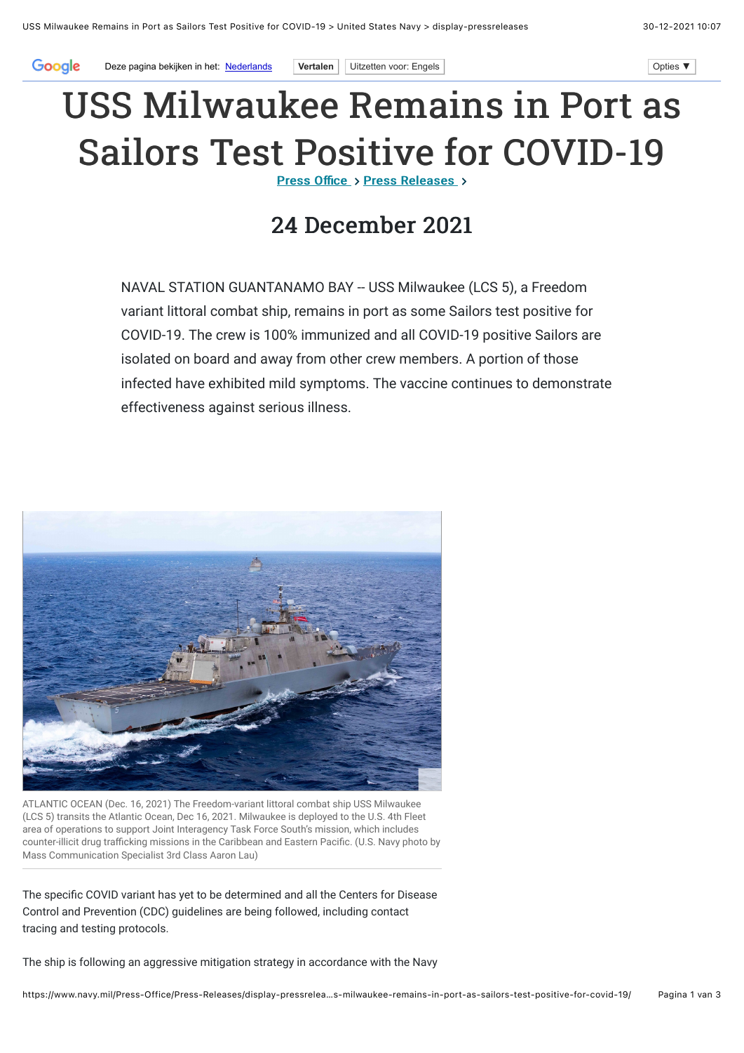# USS Milwaukee Remains in Port as Sailors Test Positive for COVID-19

Press Office > Press Releases >

## 24 December 2021

NAVAL STATION GUANTANAMO BAY -- USS Milwaukee (LCS 5), a Freedom variant littoral combat ship, remains in port as some Sailors test positive for COVID-19. The crew is 100% immunized and all COVID-19 positive Sailors are isolated on board and away from other crew members. A portion of those infected have exhibited mild symptoms. The vaccine continues to demonstrate effectiveness against serious illness.

ATLANTIC OCEAN (Dec. 16, 2021) The Freedom-variant littoral combat ship USS Milwaukee (LCS 5) transits the Atlantic Ocean, Dec 16, 2021. Milwaukee is deployed to the U.S. 4th Fleet area of operations to support Joint Interagency Task Force South's mission, which includes counter-illicit drug trafficking missions in the Caribbean and Eastern Pacific. (U.S. Navy photo by Mass Communication Specialist 3rd Class Aaron Lau)

The specific COVID variant has yet to be determined and all the Centers for Disease Control and Prevention (CDC) guidelines are being followed, including contact tracing and testing protocols.

The ship is following an aggressive mitigation strategy in accordance with the Navy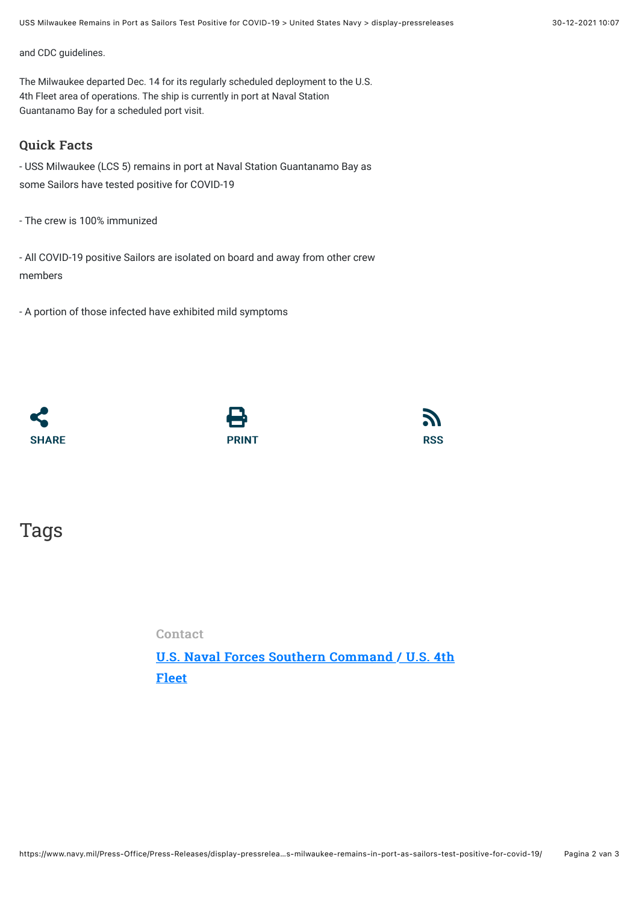and CDC guidelines.

The Milwaukee departed Dec. 14 for its regularly scheduled deployment to the U.S. 4th Fleet area of operations. The ship is currently in port at Naval Station Guantanamo Bay for a scheduled port visit.

### Quick Facts

- USS Milwaukee (LCS 5) remains in port at Naval Station Guantanamo Bay as some Sailors have tested positive for COVID-19

- The crew is 100% immunized

- All COVID-19 positive Sailors are isolated on board and away from other crew members

- A portion of those infected have exhibited mild symptoms

SHARE PRINT RSS

## Tags

Contact

U.S. Naval Forces Southern Command / U.S. 4th Fleet